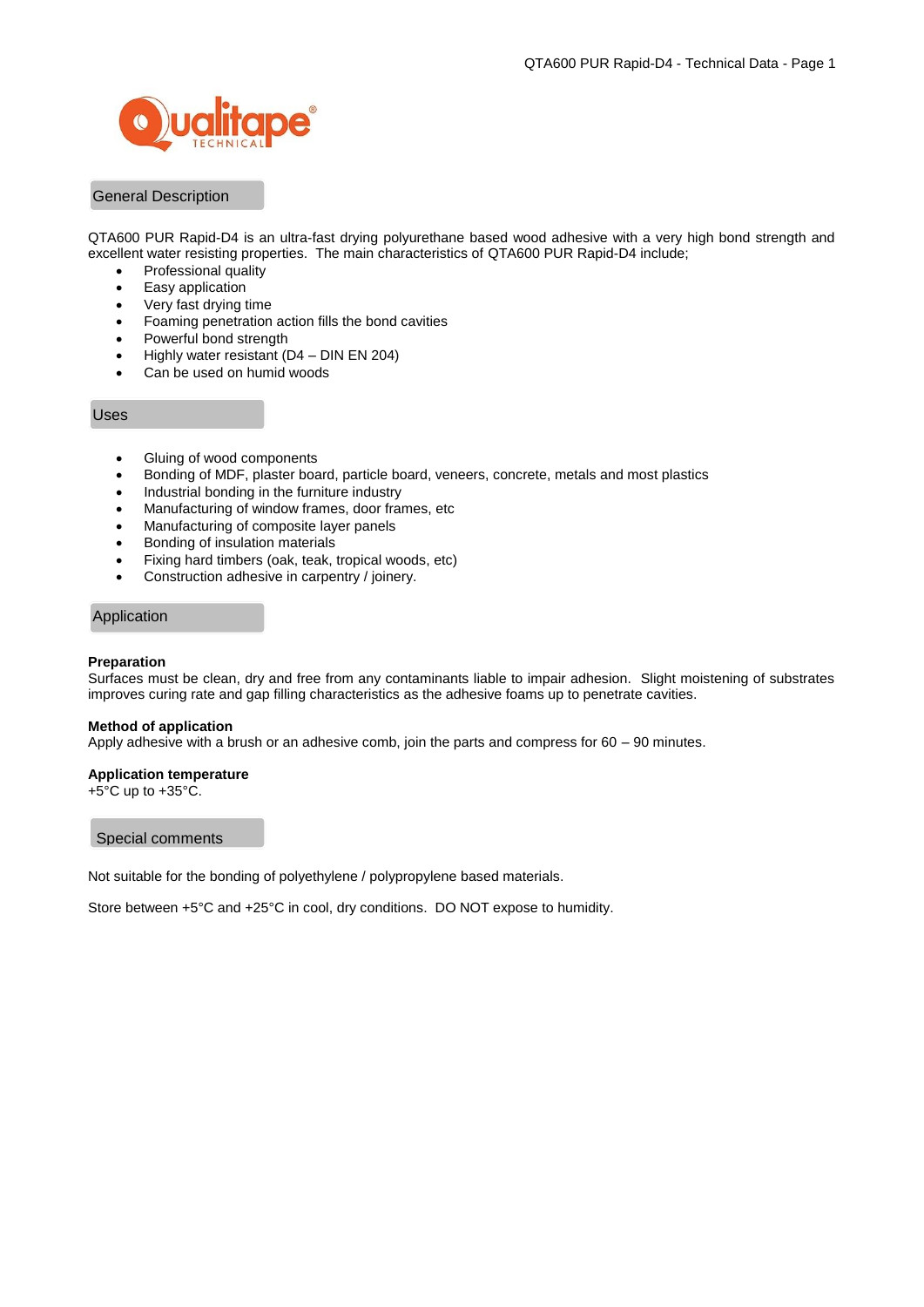## General Description

QTA600 PUR Rapid-D4 is an ultra-fast drying polyurethane based wood adhesive with a very high bond strength and excellent water resisting properties. The main characteristics of QTA600 PUR Rapid-D4 include;

- Professional quality
- Easy application
- Very fast drying time
- Foaming penetration action fills the bond cavities
- Powerful bond strength
- Highly water resistant (D4 – DIN EN 204)
- Can be used on humid woods

## Uses

- Gluing of wood components
- Bonding of MDF, plaster board, particle board, veneers, concrete, metals and most plastics
- Industrial bonding in the furniture industry
- Manufacturing of window frames, door frames, etc
- Manufacturing of composite layer panels
- Bonding of insulation materials
- Fixing hard timbers (oak, teak, tropical woods, etc)
- Construction adhesive in carpentry / joinery.

## Application

**Preparation**
Surfaces must be clean, dry and free from any contaminants liable to impair adhesion. Slight moistening of substrates improves curing rate and gap filling characteristics as the adhesive foams up to penetrate cavities.

**Method of application**
Apply adhesive with a brush or an adhesive comb, join the parts and compress for 60 – 90 minutes.

**Application temperature**
+5°C up to +35°C.

## Special comments

Not suitable for the bonding of polyethylene / polypropylene based materials.

Store between +5°C and +25°C in cool, dry conditions. DO NOT expose to humidity.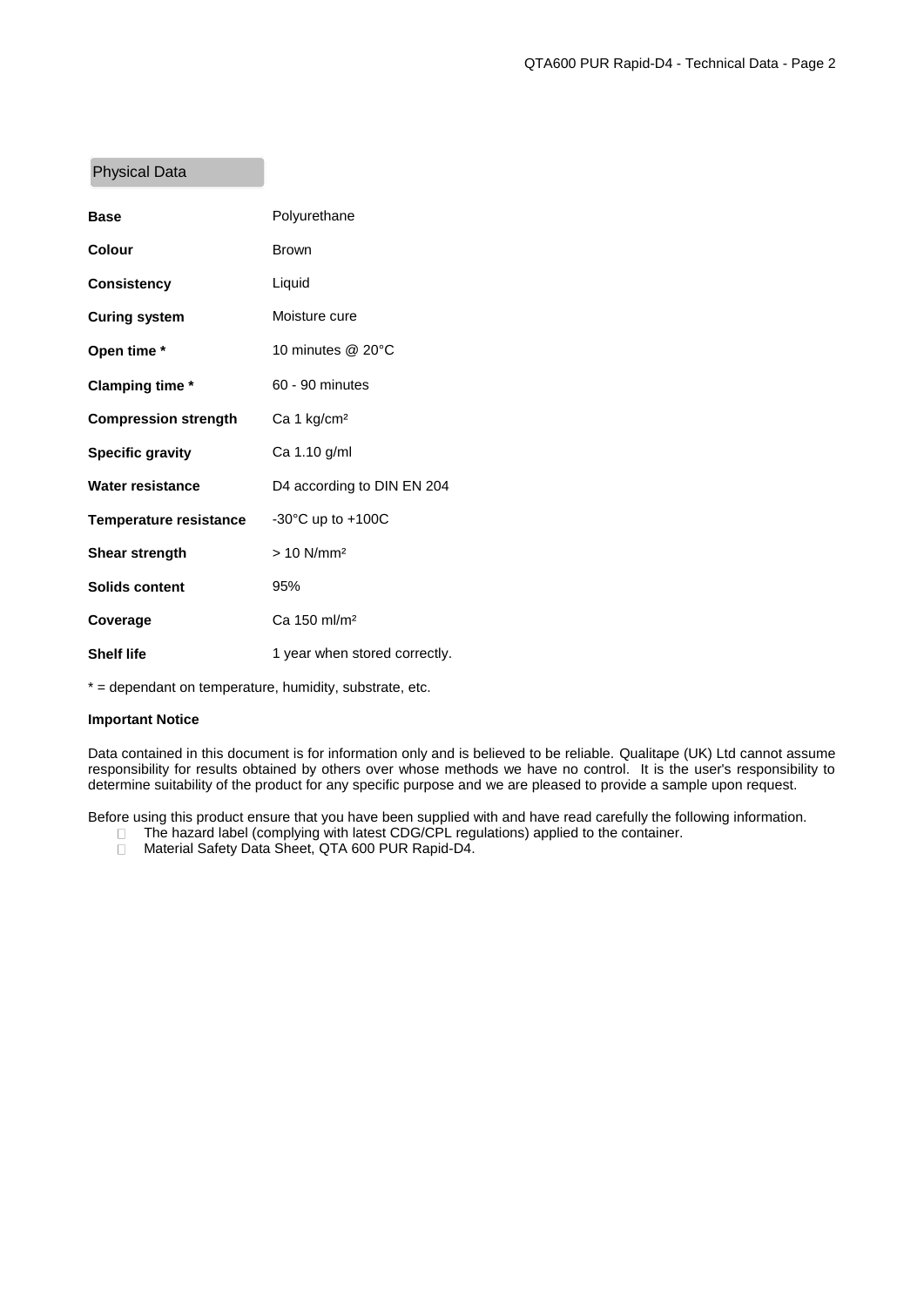## Physical Data

| | |
|---|---|
| **Base** | Polyurethane |
| **Colour** | Brown |
| **Consistency** | Liquid |
| **Curing system** | Moisture cure |
| **Open time *** | 10 minutes @ 20°C |
| **Clamping time *** | 60 - 90 minutes |
| **Compression strength** | Ca 1 kg/cm² |
| **Specific gravity** | Ca 1.10 g/ml |
| **Water resistance** | D4 according to DIN EN 204 |
| **Temperature resistance** | -30°C up to +100C |
| **Shear strength** | > 10 N/mm² |
| **Solids content** | 95% |
| **Coverage** | Ca 150 ml/m² |
| **Shelf life** | 1 year when stored correctly. |

* = dependant on temperature, humidity, substrate, etc.

**Important Notice**

Data contained in this document is for information only and is believed to be reliable. Qualitape (UK) Ltd cannot assume responsibility for results obtained by others over whose methods we have no control. It is the user's responsibility to determine suitability of the product for any specific purpose and we are pleased to provide a sample upon request.

Before using this product ensure that you have been supplied with and have read carefully the following information.

- The hazard label (complying with latest CDG/CPL regulations) applied to the container.
- Material Safety Data Sheet, QTA 600 PUR Rapid-D4.